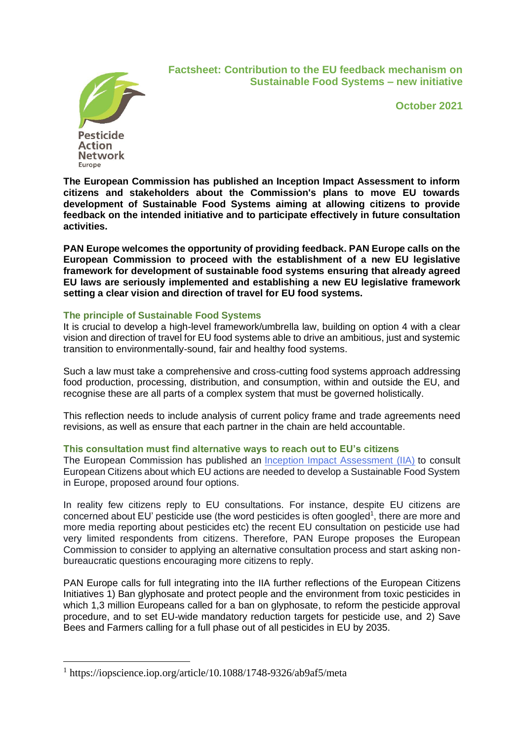**Factsheet: Contribution to the EU feedback mechanism on Sustainable Food Systems – new initiative**

**October 2021**

Pesticide Action Network Europe

**The European Commission has published an Inception Impact Assessment to inform citizens and stakeholders about the Commission's plans to move EU towards development of Sustainable Food Systems aiming at allowing citizens to provide feedback on the intended initiative and to participate effectively in future consultation activities.**

**PAN Europe welcomes the opportunity of providing feedback. PAN Europe calls on the European Commission to proceed with the establishment of a new EU legislative framework for development of sustainable food systems ensuring that already agreed EU laws are seriously implemented and establishing a new EU legislative framework setting a clear vision and direction of travel for EU food systems.**

### The principle of Sustainable Food Systems

It is crucial to develop a high-level framework/umbrella law, building on option 4 with a clear vision and direction of travel for EU food systems able to drive an ambitious, just and systemic transition to environmentally-sound, fair and healthy food systems.

Such a law must take a comprehensive and cross-cutting food systems approach addressing food production, processing, distribution, and consumption, within and outside the EU, and recognise these are all parts of a complex system that must be governed holistically.

This reflection needs to include analysis of current policy frame and trade agreements need revisions, as well as ensure that each partner in the chain are held accountable.

### This consultation must find alternative ways to reach out to EU's citizens

The European Commission has published an Inception Impact Assessment (IIA) to consult European Citizens about which EU actions are needed to develop a Sustainable Food System in Europe, proposed around four options.

In reality few citizens reply to EU consultations. For instance, despite EU citizens are concerned about EU' pesticide use (the word pesticides is often googled[1], there are more and more media reporting about pesticides etc) the recent EU consultation on pesticide use had very limited respondents from citizens. Therefore, PAN Europe proposes the European Commission to consider to applying an alternative consultation process and start asking non-bureaucratic questions encouraging more citizens to reply.

PAN Europe calls for full integrating into the IIA further reflections of the European Citizens Initiatives 1) Ban glyphosate and protect people and the environment from toxic pesticides in which 1,3 million Europeans called for a ban on glyphosate, to reform the pesticide approval procedure, and to set EU-wide mandatory reduction targets for pesticide use, and 2) Save Bees and Farmers calling for a full phase out of all pesticides in EU by 2035.

---

[1] https://iopscience.iop.org/article/10.1088/1748-9326/ab9af5/meta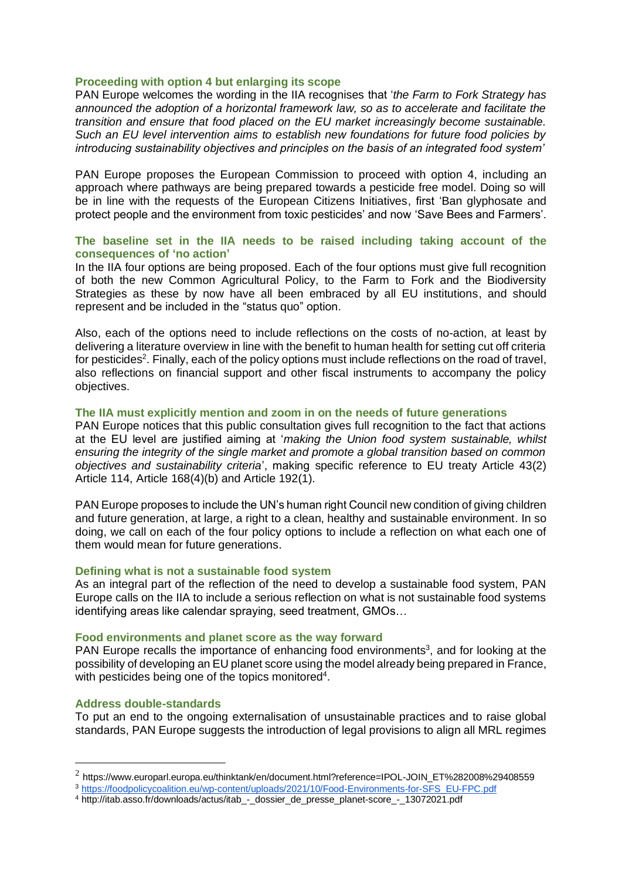### Proceeding with option 4 but enlarging its scope

PAN Europe welcomes the wording in the IIA recognises that '*the Farm to Fork Strategy has announced the adoption of a horizontal framework law, so as to accelerate and facilitate the transition and ensure that food placed on the EU market increasingly become sustainable. Such an EU level intervention aims to establish new foundations for future food policies by introducing sustainability objectives and principles on the basis of an integrated food system*'

PAN Europe proposes the European Commission to proceed with option 4, including an approach where pathways are being prepared towards a pesticide free model. Doing so will be in line with the requests of the European Citizens Initiatives, first 'Ban glyphosate and protect people and the environment from toxic pesticides' and now 'Save Bees and Farmers'.

### The baseline set in the IIA needs to be raised including taking account of the consequences of 'no action'

In the IIA four options are being proposed. Each of the four options must give full recognition of both the new Common Agricultural Policy, to the Farm to Fork and the Biodiversity Strategies as these by now have all been embraced by all EU institutions, and should represent and be included in the "status quo" option.

Also, each of the options need to include reflections on the costs of no-action, at least by delivering a literature overview in line with the benefit to human health for setting cut off criteria for pesticides[2]. Finally, each of the policy options must include reflections on the road of travel, also reflections on financial support and other fiscal instruments to accompany the policy objectives.

### The IIA must explicitly mention and zoom in on the needs of future generations

PAN Europe notices that this public consultation gives full recognition to the fact that actions at the EU level are justified aiming at '*making the Union food system sustainable, whilst ensuring the integrity of the single market and promote a global transition based on common objectives and sustainability criteria*', making specific reference to EU treaty Article 43(2) Article 114, Article 168(4)(b) and Article 192(1).

PAN Europe proposes to include the UN's human right Council new condition of giving children and future generation, at large, a right to a clean, healthy and sustainable environment. In so doing, we call on each of the four policy options to include a reflection on what each one of them would mean for future generations.

### Defining what is not a sustainable food system

As an integral part of the reflection of the need to develop a sustainable food system, PAN Europe calls on the IIA to include a serious reflection on what is not sustainable food systems identifying areas like calendar spraying, seed treatment, GMOs…

### Food environments and planet score as the way forward

PAN Europe recalls the importance of enhancing food environments[3], and for looking at the possibility of developing an EU planet score using the model already being prepared in France, with pesticides being one of the topics monitored[4].

### Address double-standards

To put an end to the ongoing externalisation of unsustainable practices and to raise global standards, PAN Europe suggests the introduction of legal provisions to align all MRL regimes

---

[2] https://www.europarl.europa.eu/thinktank/en/document.html?reference=IPOL-JOIN_ET%282008%29408559

[3] https://foodpolicycoalition.eu/wp-content/uploads/2021/10/Food-Environments-for-SFS_EU-FPC.pdf

[4] http://itab.asso.fr/downloads/actus/itab_-_dossier_de_presse_planet-score_-_13072021.pdf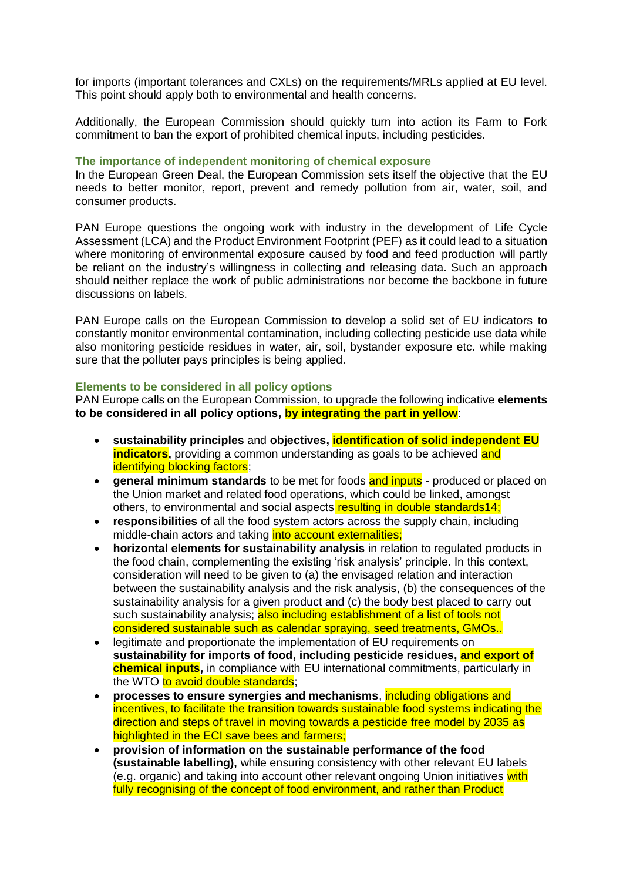for imports (important tolerances and CXLs) on the requirements/MRLs applied at EU level. This point should apply both to environmental and health concerns.

Additionally, the European Commission should quickly turn into action its Farm to Fork commitment to ban the export of prohibited chemical inputs, including pesticides.

### The importance of independent monitoring of chemical exposure

In the European Green Deal, the European Commission sets itself the objective that the EU needs to better monitor, report, prevent and remedy pollution from air, water, soil, and consumer products.

PAN Europe questions the ongoing work with industry in the development of Life Cycle Assessment (LCA) and the Product Environment Footprint (PEF) as it could lead to a situation where monitoring of environmental exposure caused by food and feed production will partly be reliant on the industry's willingness in collecting and releasing data. Such an approach should neither replace the work of public administrations nor become the backbone in future discussions on labels.

PAN Europe calls on the European Commission to develop a solid set of EU indicators to constantly monitor environmental contamination, including collecting pesticide use data while also monitoring pesticide residues in water, air, soil, bystander exposure etc. while making sure that the polluter pays principles is being applied.

### Elements to be considered in all policy options

PAN Europe calls on the European Commission, to upgrade the following indicative **elements to be considered in all policy options, by integrating the part in yellow**:

- **sustainability principles** and **objectives, identification of solid independent EU indicators,** providing a common understanding as goals to be achieved and identifying blocking factors;
- **general minimum standards** to be met for foods and inputs - produced or placed on the Union market and related food operations, which could be linked, amongst others, to environmental and social aspects resulting in double standards14;
- **responsibilities** of all the food system actors across the supply chain, including middle-chain actors and taking into account externalities;
- **horizontal elements for sustainability analysis** in relation to regulated products in the food chain, complementing the existing 'risk analysis' principle. In this context, consideration will need to be given to (a) the envisaged relation and interaction between the sustainability analysis and the risk analysis, (b) the consequences of the sustainability analysis for a given product and (c) the body best placed to carry out such sustainability analysis; also including establishment of a list of tools not considered sustainable such as calendar spraying, seed treatments, GMOs..
- legitimate and proportionate the implementation of EU requirements on **sustainability for imports of food, including pesticide residues, and export of chemical inputs,** in compliance with EU international commitments, particularly in the WTO to avoid double standards;
- **processes to ensure synergies and mechanisms**, including obligations and incentives, to facilitate the transition towards sustainable food systems indicating the direction and steps of travel in moving towards a pesticide free model by 2035 as highlighted in the ECI save bees and farmers;
- **provision of information on the sustainable performance of the food (sustainable labelling),** while ensuring consistency with other relevant EU labels (e.g. organic) and taking into account other relevant ongoing Union initiatives with fully recognising of the concept of food environment, and rather than Product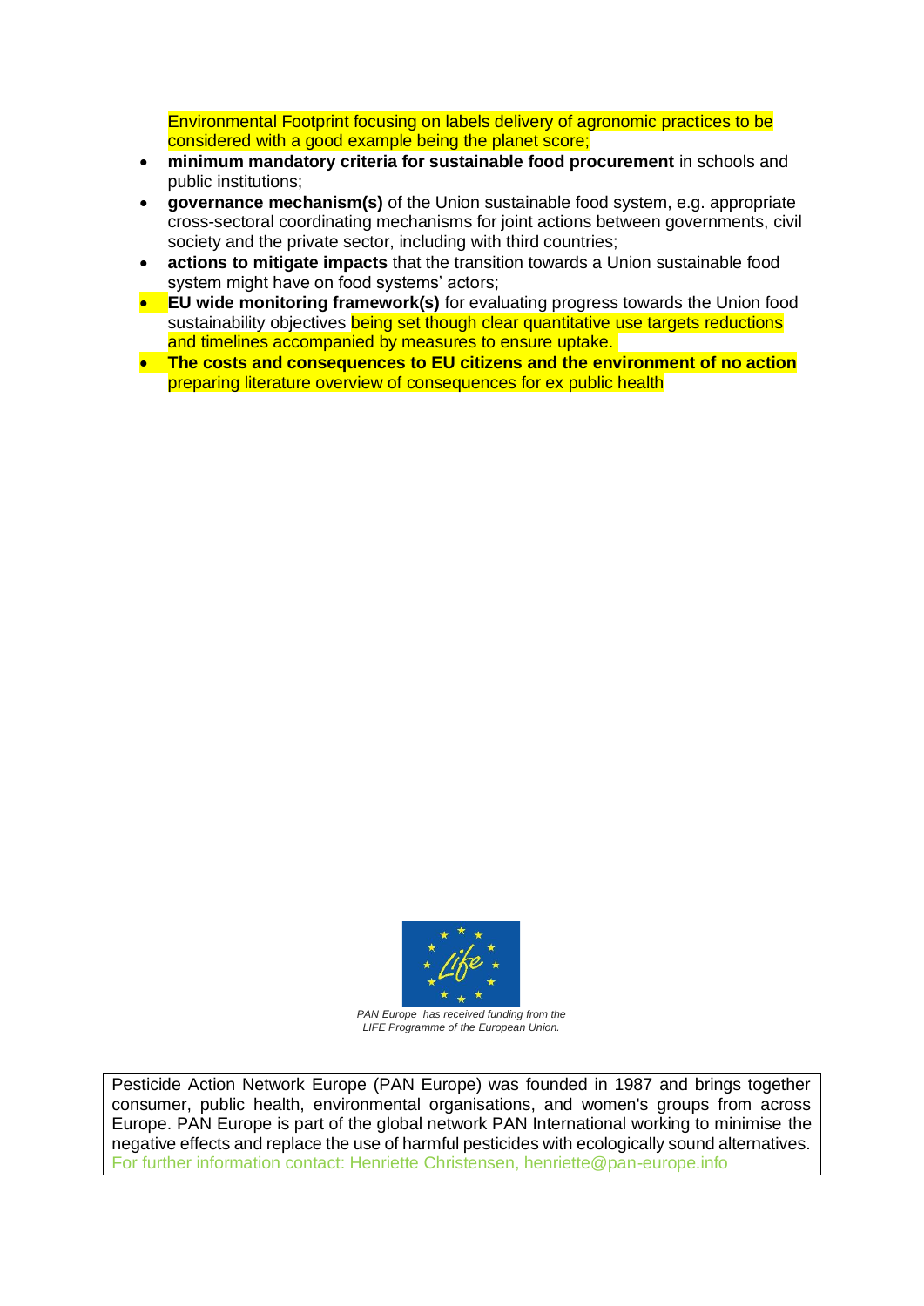Environmental Footprint focusing on labels delivery of agronomic practices to be considered with a good example being the planet score;

- **minimum mandatory criteria for sustainable food procurement** in schools and public institutions;
- **governance mechanism(s)** of the Union sustainable food system, e.g. appropriate cross-sectoral coordinating mechanisms for joint actions between governments, civil society and the private sector, including with third countries;
- **actions to mitigate impacts** that the transition towards a Union sustainable food system might have on food systems' actors;
- **EU wide monitoring framework(s)** for evaluating progress towards the Union food sustainability objectives being set though clear quantitative use targets reductions and timelines accompanied by measures to ensure uptake.
- **The costs and consequences to EU citizens and the environment of no action** preparing literature overview of consequences for ex public health

*PAN Europe has received funding from the LIFE Programme of the European Union.*

Pesticide Action Network Europe (PAN Europe) was founded in 1987 and brings together consumer, public health, environmental organisations, and women's groups from across Europe. PAN Europe is part of the global network PAN International working to minimise the negative effects and replace the use of harmful pesticides with ecologically sound alternatives. For further information contact: Henriette Christensen, henriette@pan-europe.info